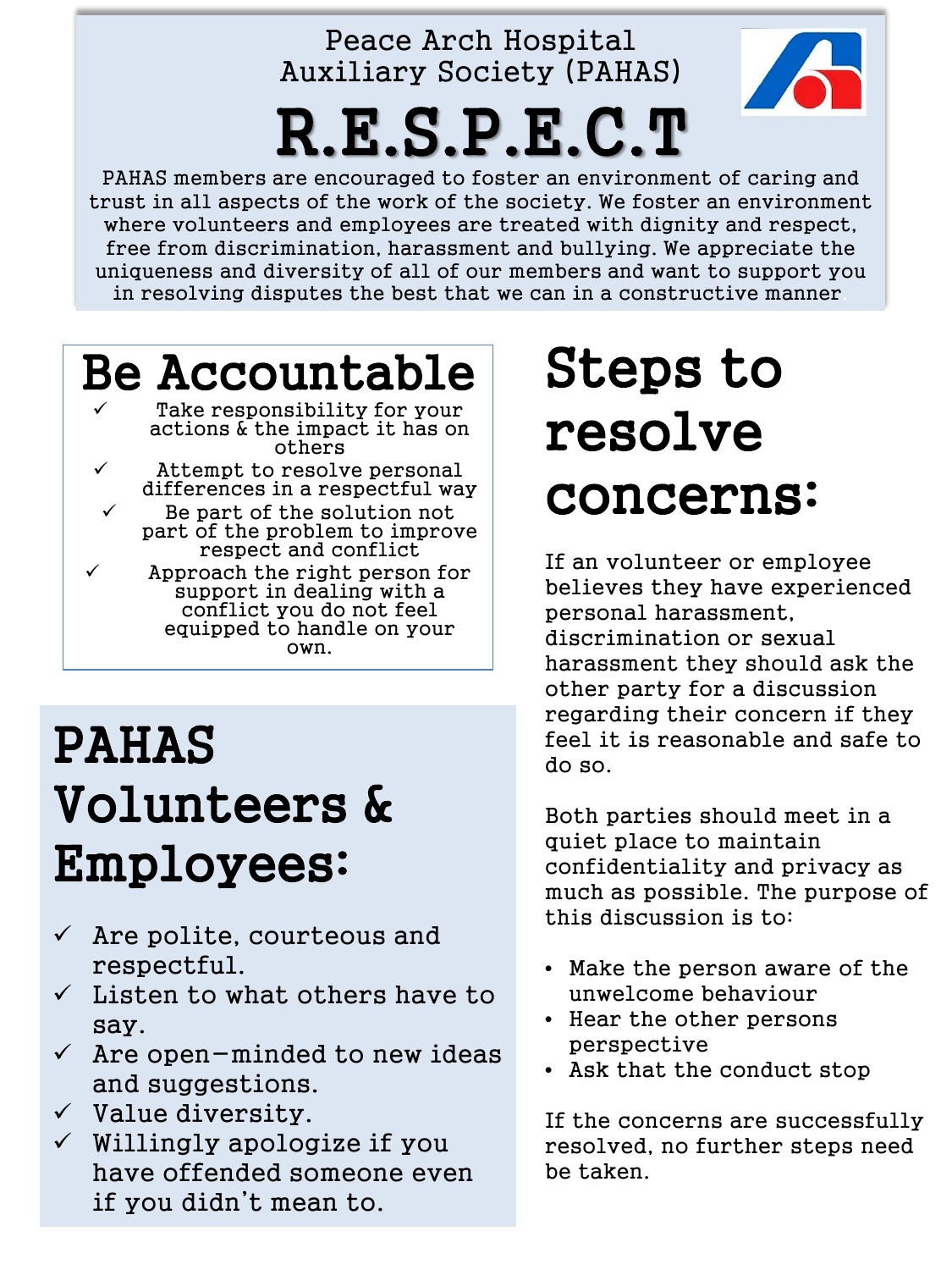Peace Arch Hospital
Auxiliary Society (PAHAS)

# R.E.S.P.E.C.T

PAHAS members are encouraged to foster an environment of caring and trust in all aspects of the work of the society. We foster an environment where volunteers and employees are treated with dignity and respect, free from discrimination, harassment and bullying. We appreciate the uniqueness and diversity of all of our members and want to support you in resolving disputes the best that we can in a constructive manner.

## Be Accountable

- ✓ Take responsibility for your actions & the impact it has on others
- ✓ Attempt to resolve personal differences in a respectful way
- ✓ Be part of the solution not part of the problem to improve respect and conflict
- ✓ Approach the right person for support in dealing with a conflict you do not feel equipped to handle on your own.

## PAHAS Volunteers & Employees:

- ✓ Are polite, courteous and respectful.
- ✓ Listen to what others have to say.
- ✓ Are open-minded to new ideas and suggestions.
- ✓ Value diversity.
- ✓ Willingly apologize if you have offended someone even if you didn't mean to.

## Steps to resolve concerns:

If an volunteer or employee believes they have experienced personal harassment, discrimination or sexual harassment they should ask the other party for a discussion regarding their concern if they feel it is reasonable and safe to do so.

Both parties should meet in a quiet place to maintain confidentiality and privacy as much as possible. The purpose of this discussion is to:

- Make the person aware of the unwelcome behaviour
- Hear the other persons perspective
- Ask that the conduct stop

If the concerns are successfully resolved, no further steps need be taken.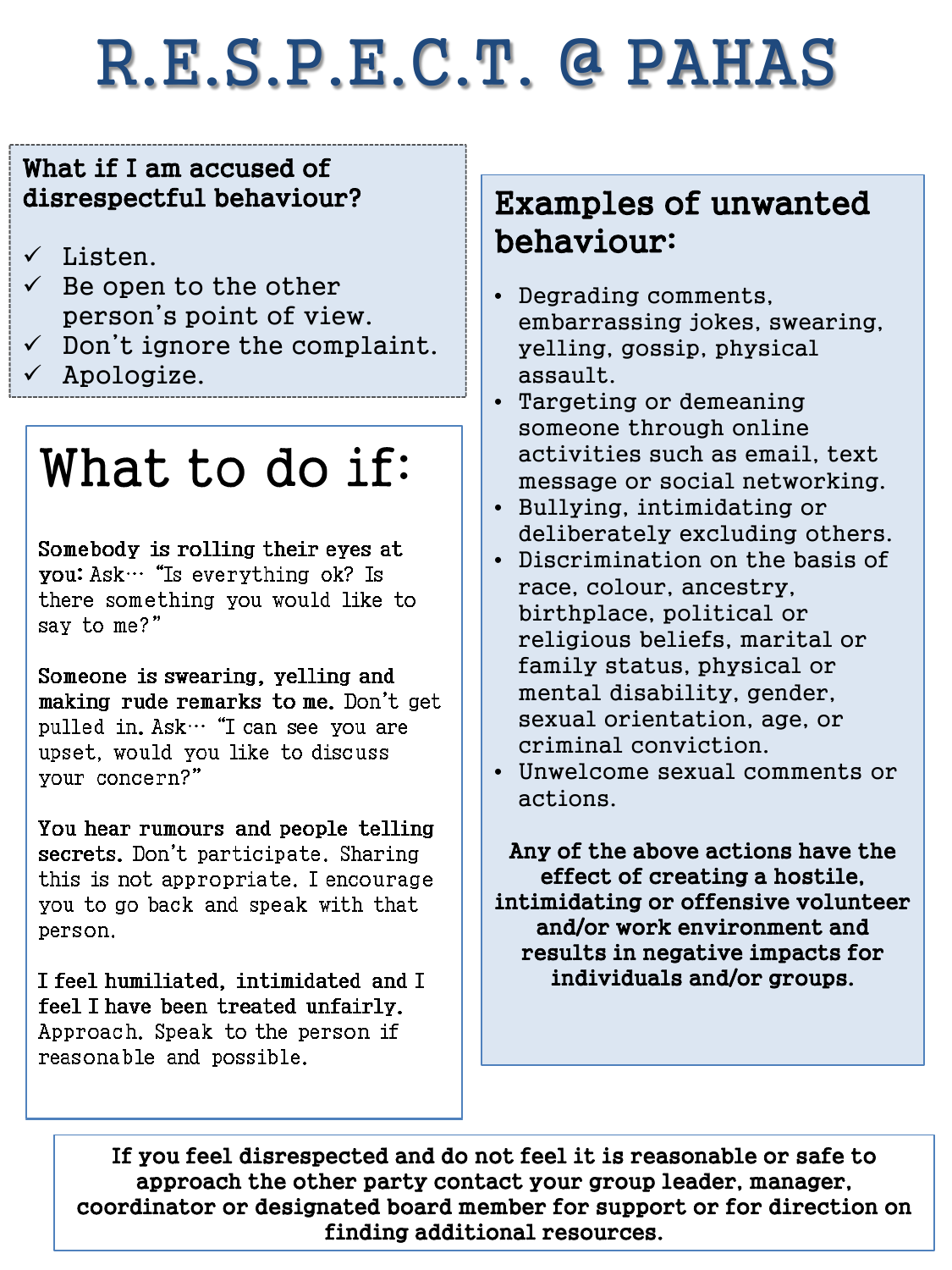# R.E.S.P.E.C.T. @ PAHAS

## What if I am accused of disrespectful behaviour?

- ✓ Listen.
- ✓ Be open to the other person's point of view.
- ✓ Don't ignore the complaint.
- ✓ Apologize.

## What to do if:

**Somebody is rolling their eyes at you:** Ask… "Is everything ok? Is there something you would like to say to me?"

**Someone is swearing, yelling and making rude remarks to me.** Don't get pulled in. Ask… "I can see you are upset, would you like to discuss your concern?"

**You hear rumours and people telling secrets.** Don't participate. Sharing this is not appropriate. I encourage you to go back and speak with that person.

**I feel humiliated, intimidated and I feel I have been treated unfairly.** Approach. Speak to the person if reasonable and possible.

## Examples of unwanted behaviour:

- Degrading comments, embarrassing jokes, swearing, yelling, gossip, physical assault.
- Targeting or demeaning someone through online activities such as email, text message or social networking.
- Bullying, intimidating or deliberately excluding others.
- Discrimination on the basis of race, colour, ancestry, birthplace, political or religious beliefs, marital or family status, physical or mental disability, gender, sexual orientation, age, or criminal conviction.
- Unwelcome sexual comments or actions.

**Any of the above actions have the effect of creating a hostile, intimidating or offensive volunteer and/or work environment and results in negative impacts for individuals and/or groups.**

**If you feel disrespected and do not feel it is reasonable or safe to approach the other party contact your group leader, manager, coordinator or designated board member for support or for direction on finding additional resources.**